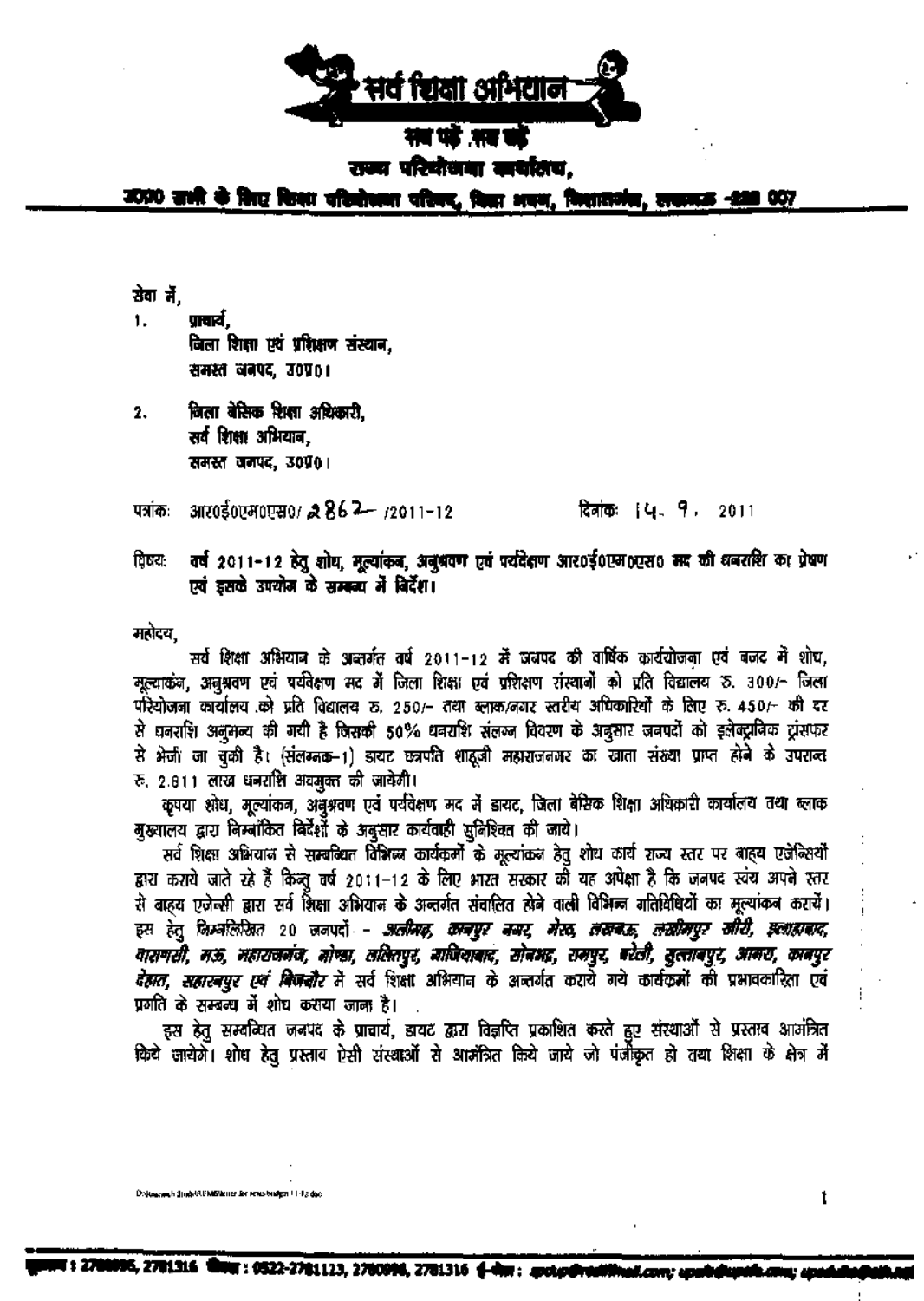# सर्व शिक्षा अभियान

**सब पढ़ें सब बढ़ें**

**राज्य परियोजना कार्यालय,**

**उ0प्र0 सभी के लिए शिक्षा परियोजना परिषद, शिक्षा भवन, निशातगंज, लखनऊ -226 007**

सेवा में,

1. प्राचार्य,
   जिला शिक्षा एवं प्रशिक्षण संस्थान,
   समस्त जनपद, उ0प्र0।

2. जिला बेसिक शिक्षा अधिकारी,
   सर्व शिक्षा अभियान,
   समस्त जनपद, उ0प्र0।

पत्रांकः आर0ई0एम0एस0/ 2862 /2011-12 दिनांकः 14. 9. 2011

विषयः **वर्ष 2011-12 हेतु शोध, मूल्यांकन, अनुश्रवण एवं पर्यवेक्षण आर0ई0एम0एस0 मद की धनराशि का प्रेषण एवं इसके उपयोग के सम्बन्ध में निर्देश।**

महोदय,

सर्व शिक्षा अभियान के अन्तर्गत वर्ष 2011-12 में जनपद की वार्षिक कार्ययोजना एवं बजट में शोध, मूल्यांकन, अनुश्रवण एवं पर्यवेक्षण मद में जिला शिक्षा एवं प्रशिक्षण संस्थानों को प्रति विद्यालय रु. 300/- जिला परियोजना कार्यालय को प्रति विद्यालय रु. 250/- तथा ब्लाक/नगर स्तरीय अधिकारियों के लिए रु. 450/- की दर से धनराशि अनुमन्य की गयी है जिसकी 50% धनराशि संलग्न विवरण के अनुसार जनपदों को इलेक्ट्रानिक ट्रांसफर से भेजी जा चुकी है। (संलग्नक-1) डायट छत्रपति शाहूजी महाराजनगर का खाता संख्या प्राप्त होने के उपरान्त रु. 2.811 लाख धनराशि अवमुक्त की जायेगी।

कृपया शोध, मूल्यांकन, अनुश्रवण एवं पर्यवेक्षण मद में डायट, जिला बेसिक शिक्षा अधिकारी कार्यालय तथा ब्लाक मुख्यालय द्वारा निम्नांकित निर्देशों के अनुसार कार्यवाही सुनिश्चित की जाये।

सर्व शिक्षा अभियान से सम्बन्धित विभिन्न कार्यक्रमों के मूल्यांकन हेतु शोध कार्य राज्य स्तर पर बाह्य एजेन्सियों द्वारा कराये जाते रहे हैं किन्तु वर्ष 2011-12 के लिए भारत सरकार की यह अपेक्षा है कि जनपद स्वंय अपने स्तर से बाह्य एजेन्सी द्वारा सर्व शिक्षा अभियान के अन्तर्गत संचालित होने वाली विभिन्न गतिविधियों का मूल्यांकन करायें। इस हेतु *निम्नलिखित* 20 जनपदों - ***अलीगढ़, कानपुर नगर, मेरठ, लखनऊ, लखीमपुर खीरी, इलाहाबाद, वाराणसी, मऊ, महाराजगंज, गोण्डा, ललितपुर, गाजियाबाद, सोनभद्र, रामपुर, बरेली, सुल्तानपुर, आगरा, कानपुर देहात, सहारनपुर एवं बिजनौर*** में सर्व शिक्षा अभियान के अन्तर्गत कराये गये कार्यक्रमों की प्रभावकारिता एवं प्रगति के सम्बन्ध में शोध कराया जाना है।

इस हेतु सम्बन्धित जनपद के प्राचार्य, डायट द्वारा विज्ञप्ति प्रकाशित करते हुए संस्थाओं से प्रस्ताव आमंत्रित किये जायेंगे। शोध हेतु प्रस्ताव ऐसी संस्थाओं से आमंत्रित किये जाये जो पंजीकृत हो तथा शिक्षा के क्षेत्र में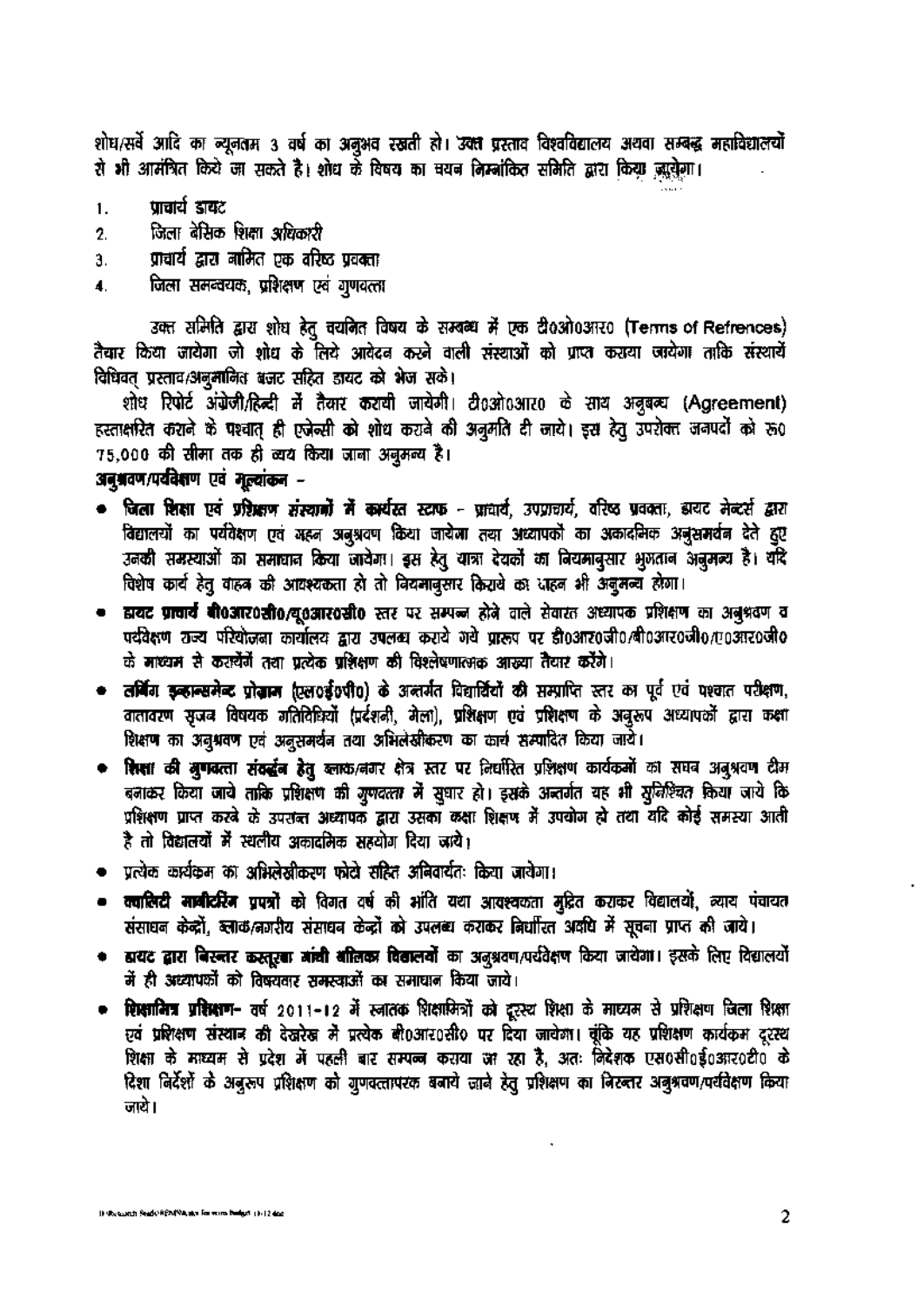शोध/सर्वे आदि का न्यूनतम 3 वर्ष का अनुभव रखती हो। उक्त प्रस्ताव विश्वविद्यालय अथवा सम्बद्ध महाविद्यालयों से भी आमंत्रित किये जा सकते है। शोध के विषय का चयन निम्नांकित समिति द्वारा किया जायेगा।

1. प्राचार्य डायट
2. जिला बेसिक शिक्षा अधिकारी
3. प्राचार्य द्वारा नामित एक वरिष्ठ प्रवक्ता
4. जिला समन्वयक, प्रशिक्षण एवं गुणवत्ता

उक्त समिति द्वारा शोध हेतु चयनित विषय के सम्बन्ध में एक टी0ओ0आर0 (Terms of Refrences) तैयार किया जायेगा जो शोध के लिये आवेदन करने वाली संस्थाओं को प्राप्त कराया जायेगा ताकि संस्थायें विधिवत् प्रस्ताव/अनुमानित बजट सहित डायट को भेज सके।

शोध रिपोर्ट अंग्रेजी/हिन्दी में तैयार करायी जायेगी। टी0ओ0आर0 के साथ अनुबन्ध (Agreement) हस्ताक्षरित कराने के पश्चात् ही एजेन्सी को शोध कराने की अनुमति दी जाये। इस हेतु उपरोक्त जनपदों को रू0 75,000 की सीमा तक ही व्यय किया जाना अनुमन्य है।

**अनुश्रवण/पर्यवेक्षण एवं मूल्यांकन -**

- **जिला शिक्षा एवं प्रशिक्षण संस्थानों में कार्यरत स्टाफ** - प्राचार्य, उपप्राचार्य, वरिष्ठ प्रवक्ता, डायट मेन्टर्स द्वारा विद्यालयों का पर्यवेक्षण एवं गहन अनुश्रवण किया जायेगा तथा अध्यापकों का अकादमिक अनुसमर्थन देते हुए उनकी समस्याओं का समाधान किया जायेगा। इस हेतु यात्रा देयकों का नियमानुसार भुगतान अनुमन्य है। यदि विशेष कार्य हेतु वाहन की आवश्यकता हो तो नियमानुसार किराये का वाहन भी अनुमन्य होगा।
- **डायट प्राचार्य बी0आर0सी0/यू0आर0सी0** स्तर पर सम्पन्न होने वाले सेवारत अध्यापक प्रशिक्षण का अनुश्रवण व पर्यवेक्षण राज्य परियोजना कार्यालय द्वारा उपलब्ध कराये गये प्रारूप पर डी0आर0जी0/बी0आर0जी0/ए0आर0जी0 के माध्यम से करायेंगे तथा प्रत्येक प्रशिक्षण की विश्लेषणात्मक आख्या तैयार करेंगे।
- **लर्निंग इन्हान्समेन्ट प्रोग्राम (एल0ई0पी0)** के अन्तर्गत विद्यार्थियों की सम्प्राप्ति स्तर का पूर्व एवं पश्चात परीक्षण, वातावरण सृजन विषयक गतिविधियों (प्रदर्शनी, मेला), प्रशिक्षण एवं प्रशिक्षण के अनुरूप अध्यापकों द्वारा कक्षा शिक्षण का अनुश्रवण एवं अनुसमर्थन तथा अभिलेखीकरण का कार्य सम्पादित किया जाये।
- **शिक्षा की गुणवत्ता संवर्द्धन हेतु** ब्लाक/नगर क्षेत्र स्तर पर निर्धारित प्रशिक्षण कार्यक्रमों का सघन अनुश्रवण टीम बनाकर किया जाये ताकि प्रशिक्षण की गुणवत्ता में सुधार हो। इसके अन्तर्गत यह भी सुनिश्चित किया जाये कि प्रशिक्षण प्राप्त करने के उपरान्त अध्यापक द्वारा उसका कक्षा शिक्षण में उपयोग हो तथा यदि कोई समस्या आती है तो विद्यालयों में स्थलीय अकादमिक सहयोग दिया जाये।
- प्रत्येक कार्यक्रम का अभिलेखीकरण फोटो सहित अनिवार्यतः किया जायेगा।
- **क्वालिटी मॉनीटरिंग प्रपत्रों** को विगत वर्ष की भांति यथा आवश्यकता मुद्रित कराकर विद्यालयों, न्याय पंचायत संसाधन केन्द्रों, ब्लाक/नगरीय संसाधन केन्द्रों को उपलब्ध कराकर निर्धारित अवधि में सूचना प्राप्त की जाये।
- **डायट द्वारा बिस्तर कस्तूरबा गांधी बालिका विद्यालयों** का अनुश्रवण/पर्यवेक्षण किया जायेगा। इसके लिए विद्यालयों में ही अध्यापकों को विषयवार समस्याओं का समाधान किया जाये।
- **शिक्षामित्र प्रशिक्षण**- वर्ष 2011-12 में स्नातक शिक्षामित्रों को दूरस्थ शिक्षा के माध्यम से प्रशिक्षण जिला शिक्षा एवं प्रशिक्षण संस्थान की देखरेख में प्रत्येक बी0आर0सी0 पर दिया जायेगा। चूंकि यह प्रशिक्षण कार्यक्रम दूरस्थ शिक्षा के माध्यम से प्रदेश में पहली बार सम्पन्न कराया जा रहा है, अतः निदेशक एस0सी0ई0आर0टी0 के दिशा निर्देशों के अनुरूप प्रशिक्षण को गुणवत्तापरक बनाये जाने हेतु प्रशिक्षण का निरन्तर अनुश्रवण/पर्यवेक्षण किया जाये।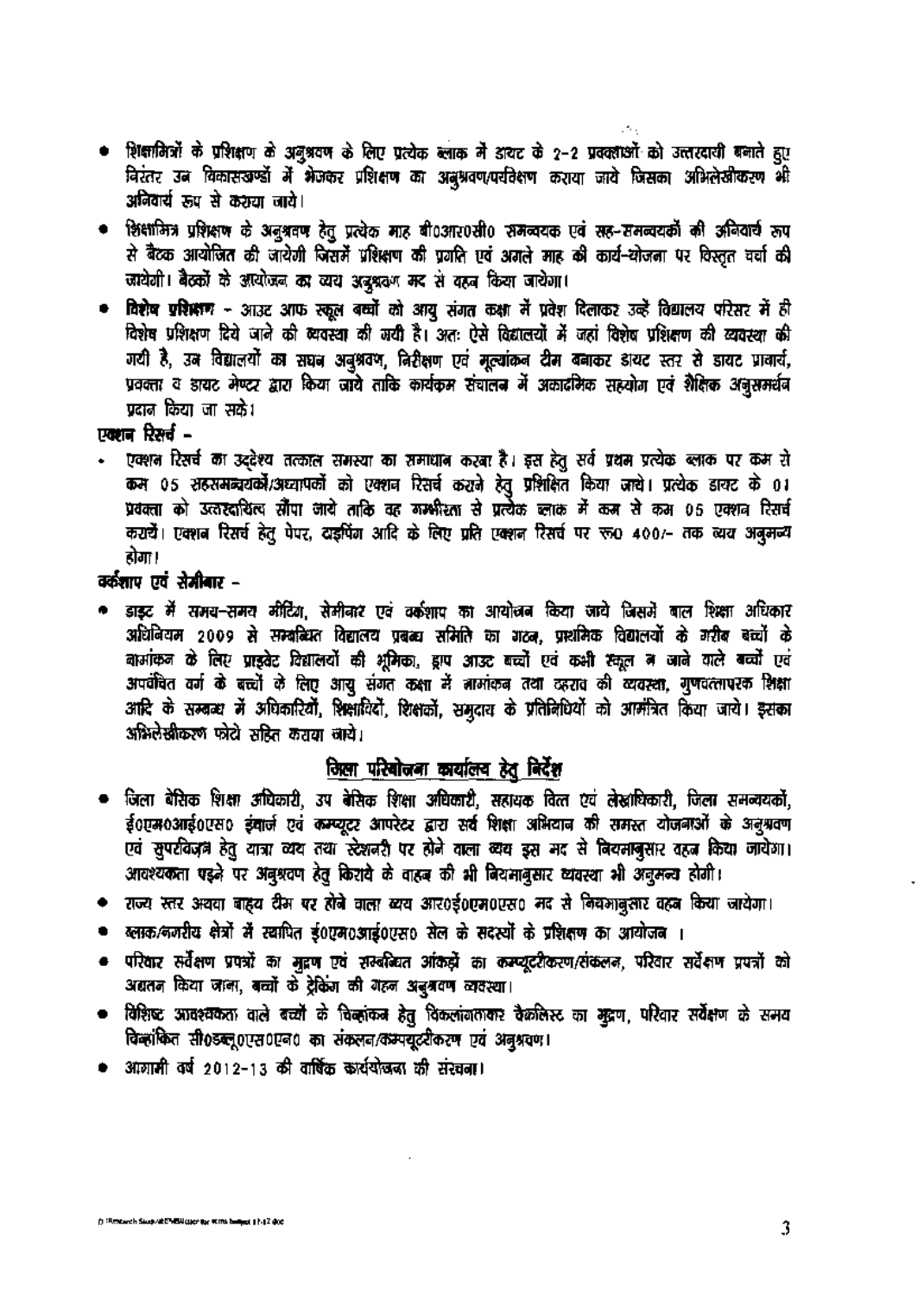- शिक्षामित्रों के प्रशिक्षण के अनुश्रवण के लिए प्रत्येक ब्लाक में डायट के 2-2 प्रवक्ताओं को उत्तरदायी बनाते हुए निरंतर उन विकासखण्डों में भेजकर प्रशिक्षण का अनुश्रवण/पर्यवेक्षण कराया जाये जिसका अभिलेखीकरण भी अनिवार्य रूप से कराया जाये।
- शिक्षामित्र प्रशिक्षण के अनुश्रवण हेतु प्रत्येक माह बी0आर0सी0 समन्वयक एवं सह-समन्वयकों की अनिवार्य रूप से बैठक आयोजित की जायेगी जिसमें प्रशिक्षण की प्रगति एवं अगले माह की कार्य-योजना पर विस्तृत चर्चा की जायेगी। बैठकों के आयोजन का व्यय अनुश्रवण मद से वहन किया जायेगा।
- **विशेष प्रशिक्षण** - आउट आफ स्कूल बच्चों को आयु संगत कक्षा में प्रवेश दिलाकर उन्हें विद्यालय परिसर में ही विशेष प्रशिक्षण दिये जाने की व्यवस्था की गयी है। अतः ऐसे विद्यालयों में जहां विशेष प्रशिक्षण की व्यवस्था की गयी है, उन विद्यालयों का सघन अनुश्रवण, निरीक्षण एवं मूल्यांकन टीम बनाकर डायट स्तर से डायट प्राचार्य, प्रवक्ता व डायट मेण्टर द्वारा किया जाये ताकि कार्यक्रम संचालन में अकादमिक सहयोग एवं शैक्षिक अनुसमर्थन प्रदान किया जा सके।

**एक्शन रिसर्च -**

- एक्शन रिसर्च का उद्देश्य तत्काल समस्या का समाधान करना है। इस हेतु सर्व प्रथम प्रत्येक ब्लाक पर कम से कम 05 सहसमन्वयकों/अध्यापकों को एक्शन रिसर्च कराने हेतु प्रशिक्षित किया जाये। प्रत्येक डायट के 01 प्रवक्ता को उत्तरदायित्व सौंपा जाये ताकि वह गम्भीरता से प्रत्येक ब्लाक में कम से कम 05 एक्शन रिसर्च करायें। एक्शन रिसर्च हेतु पेपर, टाइपिंग आदि के लिए प्रति एक्शन रिसर्च पर रू0 400/- तक व्यय अनुमन्य होगा।

**वर्कशाप एवं सेमीनार -**

- डाइट में समय-समय मीटिंग, सेमीनार एवं वर्कशाप का आयोजन किया जाये जिसमें बाल शिक्षा अधिकार अधिनियम 2009 से सम्बन्धित विद्यालय प्रबन्ध समिति का गठन, प्राथमिक विद्यालयों के गरीब बच्चों के नामांकन के लिए प्राइवेट विद्यालयों की भूमिका, ड्राप आउट बच्चों एवं कभी स्कूल न जाने वाले बच्चों एवं अपवंचित वर्ग के बच्चों के लिए आयु संगत कक्षा में नामांकन तथा ठहराव की व्यवस्था, गुणवत्तापरक शिक्षा आदि के सम्बन्ध में अधिकारियों, शिक्षाविदों, शिक्षकों, समुदाय के प्रतिनिधियों को आमंत्रित किया जाये। इसका अभिलेखीकरण फोटो सहित कराया जाये।

## जिला परियोजना कार्यालय हेतु निर्देश

- जिला बेसिक शिक्षा अधिकारी, उप बेसिक शिक्षा अधिकारी, सहायक वित्त एवं लेखाधिकारी, जिला समन्वयकों, ई0एम0आई0एस0 इंचार्ज एवं कम्प्यूटर आपरेटर द्वारा सर्व शिक्षा अभियान की समस्त योजनाओं के अनुश्रवण एवं सुपरविजन हेतु यात्रा व्यय तथा स्टेशनरी पर होने वाला व्यय इस मद से नियमानुसार वहन किया जायेगा। आवश्यकता पड़ने पर अनुश्रवण हेतु किराये के वाहन की भी नियमानुसार व्यवस्था भी अनुमन्य होगी।
- राज्य स्तर अथवा बाह्य टीम पर होने वाला व्यय आर0ई0एम0एस0 मद से नियमानुसार वहन किया जायेगा।
- ब्लाक/नगरीय क्षेत्रों में स्थापित ई0एम0आई0एस0 सेल के सदस्यों के प्रशिक्षण का आयोजन ।
- परिवार सर्वेक्षण प्रपत्रों का मुद्रण एवं सम्बन्धित आंकड़ों का कम्प्यूटरीकरण/संकलन, परिवार सर्वेक्षण प्रपत्रों को अद्यतन किया जाना, बच्चों के ट्रेकिंग की गहन अनुश्रवण व्यवस्था।
- विशिष्ट आवश्यकता वाले बच्चों के चिन्हांकन हेतु विकलांगतावार चैकलिस्ट का मुद्रण, परिवार सर्वेक्षण के समय चिन्हांकित सी0डब्लू0एस0एन0 का संकलन/कम्प्यूटरीकरण एवं अनुश्रवण।
- आगामी वर्ष 2012-13 की वार्षिक कार्ययोजना की संरचना।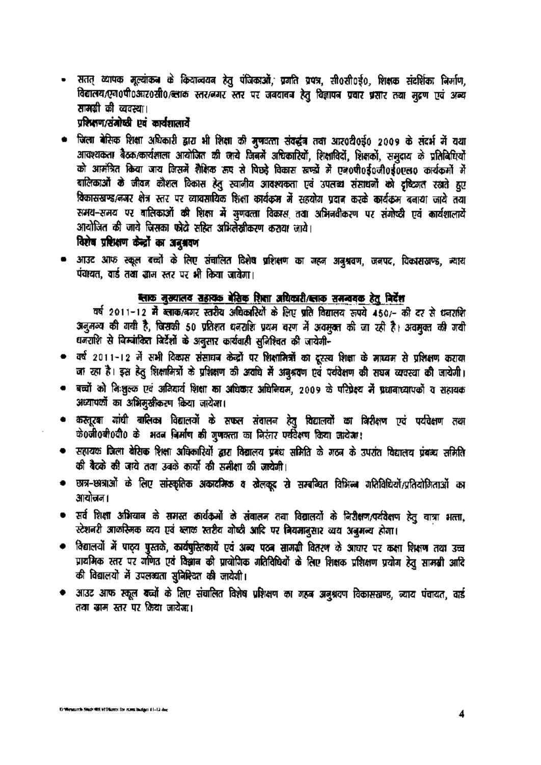- सतत् व्यापक मूल्यांकन के क्रियान्वयन हेतु पंजिकाओं, प्रगति प्रपत्र, सी0सी0ई0, शिक्षक संदर्शिका निर्माण, विद्यालय/एन0पी0आर0सी0/ब्लाक स्तर/नगर स्तर पर जनजागरण हेतु विज्ञापन प्रचार प्रसार तथा मुद्रण एवं अन्य सामग्री की व्यवस्था।

**प्रशिक्षण/संगोष्ठी एवं कार्यशालायें**

- जिला बेसिक शिक्षा अधिकारी द्वारा भी शिक्षा की गुणवत्ता संवर्द्धन तथा आर0टी0ई0 2009 के संदर्भ में यथा आवश्यकता बैठक/कार्यशाला आयोजित की जाये जिनमें अधिकारियों, शिक्षाविदों, शिक्षकों, समुदाय के प्रतिनिधियों को आमंत्रित किया जाय जिसमें शैक्षिक रूप से पिछड़े विकास खण्डों में एन0पी0ई0जी0ई0एल0 कार्यक्रमों में बालिकाओं के जीवन कौशल विकास हेतु स्थानीय आवश्यकता एवं उपलब्ध संसाधनों को दृष्टिगत रखते हुए विकासखण्ड/नगर क्षेत्र स्तर पर व्यावसायिक शिक्षा कार्यक्रम में सहयोग प्रदान करके कार्यक्रम बनाया जाये तथा समय-समय पर बालिकाओं की शिक्षा में गुणवत्ता विकास तथा अभिनवीकरण पर संगोष्ठी एवं कार्यशालायें आयोजित की जाये जिसका फोटो सहित अभिलेखीकरण कराया जाये।

**विशेष प्रशिक्षण केन्द्रों का अनुश्रवण**

- आउट आफ स्कूल बच्चों के लिए संचालित विशेष प्रशिक्षण का गहन अनुश्रवण, जनपद, विकासखण्ड, न्याय पंचायत, वार्ड तथा ग्राम स्तर पर भी किया जायेगा।

**<u>ब्लाक मुख्यालय सहायक बेसिक शिक्षा अधिकारी/ब्लाक समन्वयक हेतु निर्देश</u>**

वर्ष 2011-12 में ब्लाक/नगर स्तरीय अधिकारियों के लिए प्रति विद्यालय रूपये 450/- की दर से धनराशि अनुमन्य की गयी है, जिसकी 50 प्रतिशत धनराशि प्रथम चरण में अवमुक्त की जा रही है। अवमुक्त की गयी धनराशि से निम्नांकित निर्देशों के अनुसार कार्यवाही सुनिश्चित की जायेगी-

- वर्ष 2011-12 में सभी विकास संसाधन केन्द्रों पर शिक्षामित्रों का दूरस्थ शिक्षा के माध्यम से प्रशिक्षण कराया जा रहा है। इस हेतु शिक्षामित्रों के प्रशिक्षण की अवधि में अनुश्रवण एवं पर्यवेक्षण की सघन व्यवस्था की जायेगी।
- बच्चों को निःशुल्क एवं अनिवार्य शिक्षा का अधिकार अधिनियम, 2009 के परिप्रेक्ष्य में प्रधानाध्यापकों व सहायक अध्यापकों का अभिमुखीकरण किया जायेगा।
- कस्तूरबा गांधी बालिका विद्यालयों के सफल संचालन हेतु विद्यालयों का निरीक्षण एवं पर्यवेक्षण तथा के0जी0बी0वी0 के भवन निर्माण की गुणवत्ता का निरंतर पर्यवेक्षण किया जायेगा।
- सहायक जिला बेसिक शिक्षा अधिकारियों द्वारा विद्यालय प्रबंध समिति के गठन के उपरांत विद्यालय प्रबन्ध समिति की बैठके की जाये तथा उनके कार्यो की समीक्षा की जायेगी।
- छात्र-छात्राओं के लिए सांस्कृतिक अकादमिक व खेलकूद से सम्बन्धित विभिन्न गतिविधियों/प्रतियोगिताओं का आयोजन।
- सर्व शिक्षा अभियान के समस्त कार्यक्रमों के संचालन तथा विद्यालयों के निरीक्षण/पर्यवेक्षण हेतु यात्रा भत्ता, स्टेशनरी आकस्मिक व्यय एवं ब्लाक स्तरीय गोष्ठी आदि पर नियमानुसार व्यय अनुमन्य होगा।
- विद्यालयों में पाठ्य पुस्तके, कार्यपुस्तिकायें एवं अन्य पठन सामग्री वितरण के आधार पर कक्षा शिक्षण तथा उच्च प्राथमिक स्तर पर गणित एवं विज्ञान की प्रायोगिक गतिविधियों के लिए शिक्षक प्रशिक्षण प्रयोग हेतु सामग्री आदि की विद्यालयों में उपलब्धता सुनिश्चित की जायेगी।
- आउट आफ स्कूल बच्चों के लिए संचालित विशेष प्रशिक्षण का गहन अनुश्रवण विकासखण्ड, न्याय पंचायत, वार्ड तथा ग्राम स्तर पर किया जायेगा।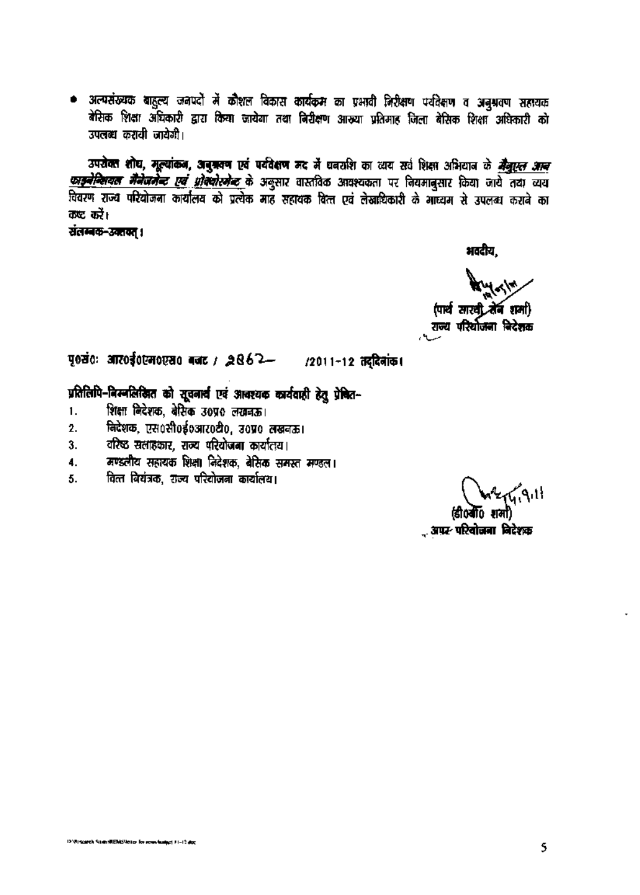- अल्पसंख्यक बाहुल्य जनपदों में कौशल विकास कार्यक्रम का प्रभावी निरीक्षण पर्यवेक्षण व अनुश्रवण सहायक बेसिक शिक्षा अधिकारी द्वारा किया जायेगा तथा निरीक्षण आख्या प्रतिमाह जिला बेसिक शिक्षा अधिकारी को उपलब्ध करायी जायेगी।

**उपरोक्त शोध, मूल्यांकन, अनुश्रवण एवं पर्यवेक्षण मद में** धनराशि का व्यय सर्व शिक्षा अभियान के ***मैनुअल आफ फाइनेन्शियल मैनेजमेन्ट एवं प्रोक्योरमेन्ट*** के अनुसार वास्तविक आवश्यकता पर नियमानुसार किया जाये तथा व्यय विवरण राज्य परियोजना कार्यालय को प्रत्येक माह सहायक वित्त एवं लेखाधिकारी के माध्यम से उपलब्ध कराने का कष्ट करें।

**संलग्नक-उक्तवत्।**

भवदीय,

(पार्थ सारथी सेन शर्मा)
राज्य परियोजना निदेशक

**पृ०सं०: आर०ई०एम०एस० बजट / 2862- /2011-12 तद्दिनांक।**

**प्रतिलिपि-निम्नलिखित को सूचनार्थ एवं आवश्यक कार्यवाही हेतु प्रेषित-**

1. शिक्षा निदेशक, बेसिक उ0प्र0 लखनऊ।
2. निदेशक, एस0सी0ई0आर0टी0, उ0प्र0 लखनऊ।
3. वरिष्ठ सलाहकार, राज्य परियोजना कार्यालय।
4. मण्डलीय सहायक शिक्षा निदेशक, बेसिक समस्त मण्डल।
5. वित्त नियंत्रक, राज्य परियोजना कार्यालय।

(डी0वी0 शर्मा)
अपर परियोजना निदेशक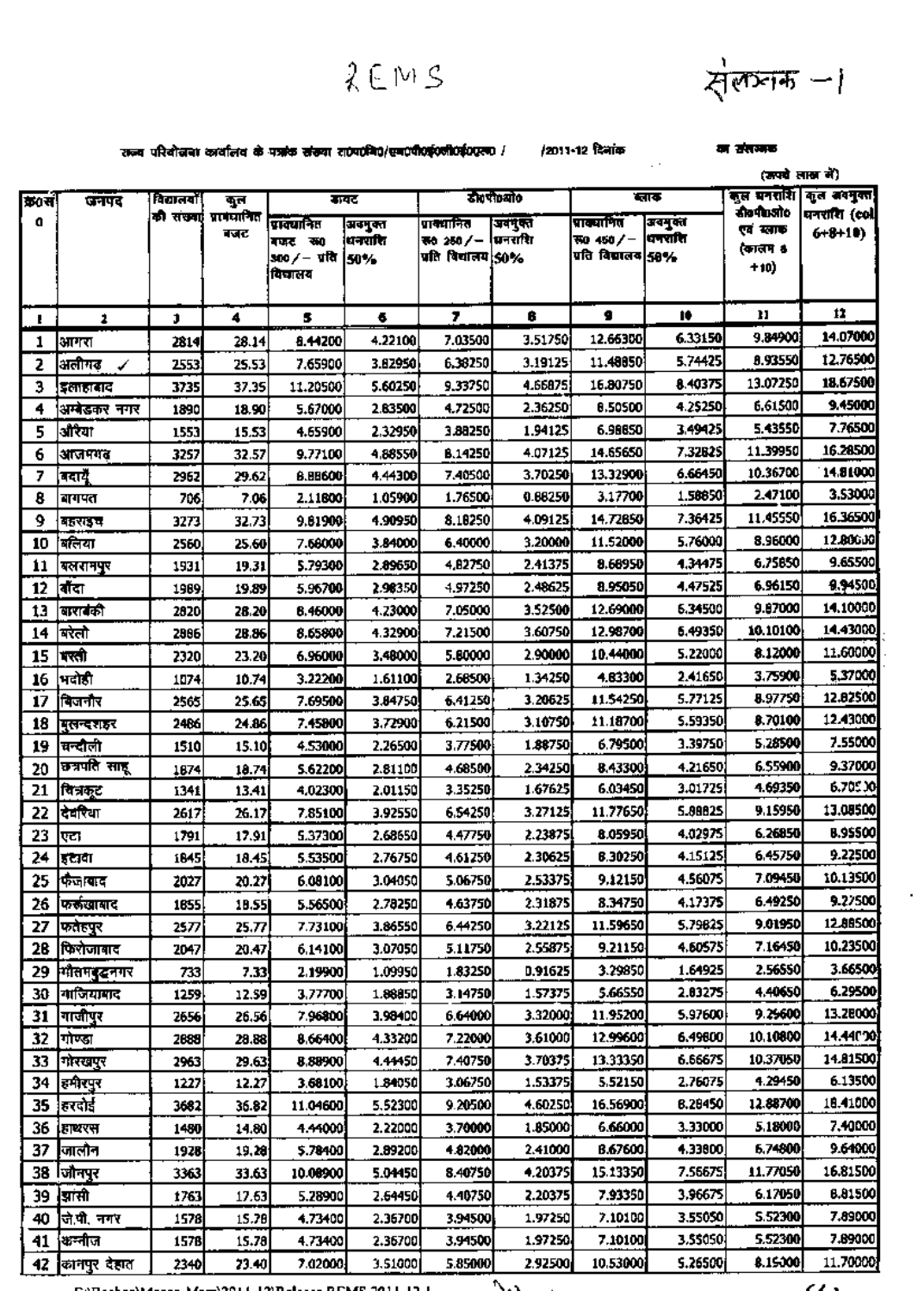REMS

संलग्नक -1

राज्य परियोजना कार्यालय के पत्रांक संख्या रा0प0नि0/एम0पी0ई0डी0ई0(एस) / /2011-12 दिनांक का संलग्नक

(रूपये लाख में)

| क्र0सं0 | जनपद | विद्यालयों की संख्या | कुल प्राख्यानित बजट | डायट | | डी0पी0ओ0 | | ब्लाक | | कुल धनराशि डी0पी0ओ0 एवं ब्लाक (कालम 8+10) | कुल अवमुक्त धनराशि (col 6+8+10) |
|---|---|---|---|---|---|---|---|---|---|---|---|
| | | | | प्राख्यानित बजट रू0 300/- प्रति विद्यालय | अवमुक्त धनराशि 50% | प्राख्यानित रू0 250/- प्रति विद्यालय | अवमुक्त धनराशि 50% | प्राख्यानित रू0 450/- प्रति विद्यालय | अवमुक्त धनराशि 50% | | |
| 1 | 2 | 3 | 4 | 5 | 6 | 7 | 8 | 9 | 10 | 11 | 12 |
| 1 | आगरा | 2814 | 28.14 | 8.44200 | 4.22100 | 7.03500 | 3.51750 | 12.66300 | 6.33150 | 9.84900 | 14.07000 |
| 2 | अलीगढ़ ✓ | 2553 | 25.53 | 7.65900 | 3.82950 | 6.38250 | 3.19125 | 11.48850 | 5.74425 | 8.93550 | 12.76500 |
| 3 | इलाहाबाद | 3735 | 37.35 | 11.20500 | 5.60250 | 9.33750 | 4.66875 | 16.80750 | 8.40375 | 13.07250 | 18.67500 |
| 4 | अम्बेडकर नगर | 1890 | 18.90 | 5.67000 | 2.83500 | 4.72500 | 2.36250 | 8.50500 | 4.25250 | 6.61500 | 9.45000 |
| 5 | औरैया | 1553 | 15.53 | 4.65900 | 2.32950 | 3.88250 | 1.94125 | 6.98850 | 3.49425 | 5.43550 | 7.76500 |
| 6 | आजमगढ़ | 3257 | 32.57 | 9.77100 | 4.88550 | 8.14250 | 4.07125 | 14.65650 | 7.32825 | 11.39950 | 16.28500 |
| 7 | बदायूँ | 2962 | 29.62 | 8.88600 | 4.44300 | 7.40500 | 3.70250 | 13.32900 | 6.66450 | 10.36700 | 14.81000 |
| 8 | बागपत | 706 | 7.06 | 2.11800 | 1.05900 | 1.76500 | 0.88250 | 3.17700 | 1.58850 | 2.47100 | 3.53000 |
| 9 | बहराइच | 3273 | 32.73 | 9.81900 | 4.90950 | 8.18250 | 4.09125 | 14.72850 | 7.36425 | 11.45550 | 16.36500 |
| 10 | बलिया | 2560 | 25.60 | 7.68000 | 3.84000 | 6.40000 | 3.20000 | 11.52000 | 5.76000 | 8.96000 | 12.80000 |
| 11 | बलरामपुर | 1931 | 19.31 | 5.79300 | 2.89650 | 4.82750 | 2.41375 | 8.68950 | 4.34475 | 6.75850 | 9.65500 |
| 12 | बाँदा | 1989 | 19.89 | 5.96700 | 2.98350 | 4.97250 | 2.48625 | 8.95050 | 4.47525 | 6.96150 | 9.94500 |
| 13 | बाराबंकी | 2820 | 28.20 | 8.46000 | 4.23000 | 7.05000 | 3.52500 | 12.69000 | 6.34500 | 9.87000 | 14.10000 |
| 14 | बरेली | 2886 | 28.86 | 8.65800 | 4.32900 | 7.21500 | 3.60750 | 12.98700 | 6.49350 | 10.10100 | 14.43000 |
| 15 | बस्ती | 2320 | 23.20 | 6.96000 | 3.48000 | 5.80000 | 2.90000 | 10.44000 | 5.22000 | 8.12000 | 11.60000 |
| 16 | भदोही | 1074 | 10.74 | 3.22200 | 1.61100 | 2.68500 | 1.34250 | 4.83300 | 2.41650 | 3.75900 | 5.37000 |
| 17 | बिजनौर | 2565 | 25.65 | 7.69500 | 3.84750 | 6.41250 | 3.20625 | 11.54250 | 5.77125 | 8.97750 | 12.82500 |
| 18 | बुलन्दशहर | 2486 | 24.86 | 7.45800 | 3.72900 | 6.21500 | 3.10750 | 11.18700 | 5.59350 | 8.70100 | 12.43000 |
| 19 | चन्दौली | 1510 | 15.10 | 4.53000 | 2.26500 | 3.77500 | 1.88750 | 6.79500 | 3.39750 | 5.28500 | 7.55000 |
| 20 | छत्रपति साहू | 1874 | 18.74 | 5.62200 | 2.81100 | 4.68500 | 2.34250 | 8.43300 | 4.21650 | 6.55900 | 9.37000 |
| 21 | चित्रकूट | 1341 | 13.41 | 4.02300 | 2.01150 | 3.35250 | 1.67625 | 6.03450 | 3.01725 | 4.69350 | 6.70500 |
| 22 | देवरिया | 2617 | 26.17 | 7.85100 | 3.92550 | 6.54250 | 3.27125 | 11.77650 | 5.88825 | 9.15950 | 13.08500 |
| 23 | एटा | 1791 | 17.91 | 5.37300 | 2.68650 | 4.47750 | 2.23875 | 8.05950 | 4.02975 | 6.26850 | 8.95500 |
| 24 | इटावा | 1845 | 18.45 | 5.53500 | 2.76750 | 4.61250 | 2.30625 | 8.30250 | 4.15125 | 6.45750 | 9.22500 |
| 25 | फैजाबाद | 2027 | 20.27 | 6.08100 | 3.04050 | 5.06750 | 2.53375 | 9.12150 | 4.56075 | 7.09450 | 10.13500 |
| 26 | फर्रूखाबाद | 1855 | 18.55 | 5.56500 | 2.78250 | 4.63750 | 2.31875 | 8.34750 | 4.17375 | 6.49250 | 9.27500 |
| 27 | फतेहपुर | 2577 | 25.77 | 7.73100 | 3.86550 | 6.44250 | 3.22125 | 11.59650 | 5.79825 | 9.01950 | 12.88500 |
| 28 | फिरोजाबाद | 2047 | 20.47 | 6.14100 | 3.07050 | 5.11750 | 2.55875 | 9.21150 | 4.60575 | 7.16450 | 10.23500 |
| 29 | गौतमबुद्धनगर | 733 | 7.33 | 2.19900 | 1.09950 | 1.83250 | 0.91625 | 3.29850 | 1.64925 | 2.56550 | 3.66500 |
| 30 | गाजियाबाद | 1259 | 12.59 | 3.77700 | 1.88850 | 3.14750 | 1.57375 | 5.66550 | 2.83275 | 4.40650 | 6.29500 |
| 31 | गाजीपुर | 2656 | 26.56 | 7.96800 | 3.98400 | 6.64000 | 3.32000 | 11.95200 | 5.97600 | 9.29600 | 13.28000 |
| 32 | गोण्डा | 2888 | 28.88 | 8.66400 | 4.33200 | 7.22000 | 3.61000 | 12.99600 | 6.49800 | 10.10800 | 14.44000 |
| 33 | गोरखपुर | 2963 | 29.63 | 8.88900 | 4.44450 | 7.40750 | 3.70375 | 13.33350 | 6.66675 | 10.37050 | 14.81500 |
| 34 | हमीरपुर | 1227 | 12.27 | 3.68100 | 1.84050 | 3.06750 | 1.53375 | 5.52150 | 2.76075 | 4.29450 | 6.13500 |
| 35 | हरदोई | 3682 | 36.82 | 11.04600 | 5.52300 | 9.20500 | 4.60250 | 16.56900 | 8.28450 | 12.88700 | 18.41000 |
| 36 | हाथरस | 1480 | 14.80 | 4.44000 | 2.22000 | 3.70000 | 1.85000 | 6.66000 | 3.33000 | 5.18000 | 7.40000 |
| 37 | जालौन | 1928 | 19.28 | 5.78400 | 2.89200 | 4.82000 | 2.41000 | 8.67600 | 4.33800 | 6.74800 | 9.64000 |
| 38 | जौनपुर | 3363 | 33.63 | 10.08900 | 5.04450 | 8.40750 | 4.20375 | 15.13350 | 7.56675 | 11.77050 | 16.81500 |
| 39 | झांसी | 1763 | 17.63 | 5.28900 | 2.64450 | 4.40750 | 2.20375 | 7.93350 | 3.96675 | 6.17050 | 8.81500 |
| 40 | जे.पी. नगर | 1578 | 15.78 | 4.73400 | 2.36700 | 3.94500 | 1.97250 | 7.10100 | 3.55050 | 5.52300 | 7.89000 |
| 41 | कन्नौज | 1578 | 15.78 | 4.73400 | 2.36700 | 3.94500 | 1.97250 | 7.10100 | 3.55050 | 5.52300 | 7.89000 |
| 42 | कानपुर देहात | 2340 | 23.40 | 7.02000 | 3.51000 | 5.85000 | 2.92500 | 10.53000 | 5.26500 | 8.19000 | 11.70000 |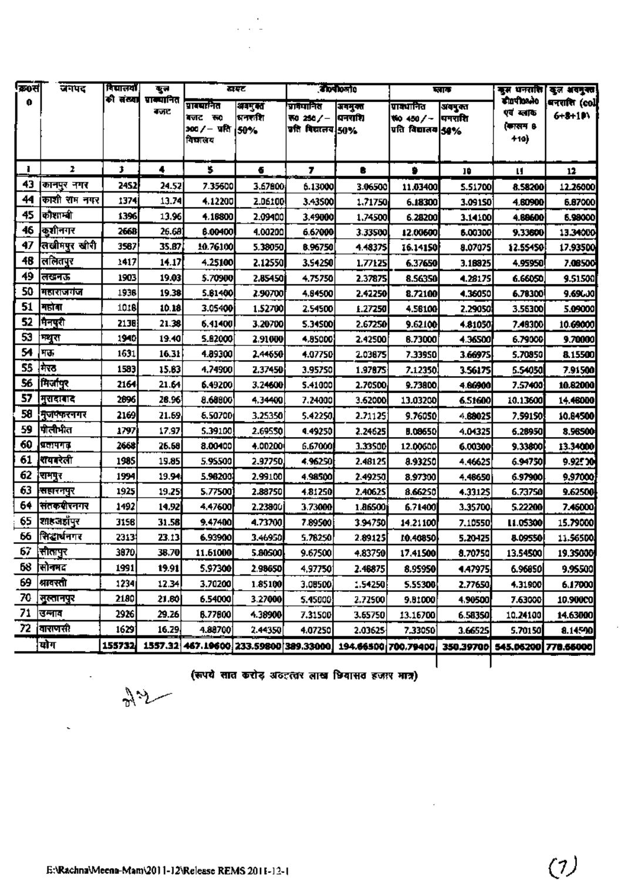| क्र0सं0 | जनपद | विद्यालयों की संख्या | कुल प्राख्यानित बजट | ग्रान्ट | | बी0पी0ओ0 | | ब्लाक | | कुल धनराशि बी0पी0ओ0 एवं ब्लाक (कालम 8 +10) | कुल अवमुक्त धनराशि (col 6+8+10) |
|---|---|---|---|---|---|---|---|---|---|---|---|
| | | | | प्राख्यानित बजट रू0 300/- प्रति विद्यालय | अवमुक्त धनराशि 50% | प्राख्यानित रू0 250/- प्रति विद्यालय | अवमुक्त धनराशि 50% | प्राख्यानित रू0 450/- प्रति विद्यालय | अवमुक्त धनराशि 50% | | |
| 1 | 2 | 3 | 4 | 5 | 6 | 7 | 8 | 9 | 10 | 11 | 12 |
| 43 | कानपुर नगर | 2452 | 24.52 | 7.35600 | 3.67800 | 6.13000 | 3.06500 | 11.03400 | 5.51700 | 8.58200 | 12.26000 |
| 44 | काशी राम नगर | 1374 | 13.74 | 4.12200 | 2.06100 | 3.43500 | 1.71750 | 6.18300 | 3.09150 | 4.80900 | 6.87000 |
| 45 | कौशाम्बी | 1396 | 13.96 | 4.18800 | 2.09400 | 3.49000 | 1.74500 | 6.28200 | 3.14100 | 4.88600 | 6.98000 |
| 46 | कुशीनगर | 2668 | 26.68 | 8.00400 | 4.00200 | 6.67000 | 3.33500 | 12.00600 | 6.00300 | 9.33800 | 13.34000 |
| 47 | लखीमपुर खीरी | 3587 | 35.87 | 10.76100 | 5.38050 | 8.96750 | 4.48375 | 16.14150 | 8.07075 | 12.55450 | 17.93500 |
| 48 | ललितपुर | 1417 | 14.17 | 4.25100 | 2.12550 | 3.54250 | 1.77125 | 6.37650 | 3.18825 | 4.95950 | 7.08500 |
| 49 | लखनऊ | 1903 | 19.03 | 5.70900 | 2.85450 | 4.75750 | 2.37875 | 8.56350 | 4.28175 | 6.66050 | 9.51500 |
| 50 | महाराजगंज | 1938 | 19.38 | 5.81400 | 2.90700 | 4.84500 | 2.42250 | 8.72100 | 4.36050 | 6.78300 | 9.69000 |
| 51 | महोबा | 1018 | 10.18 | 3.05400 | 1.52700 | 2.54500 | 1.27250 | 4.58100 | 2.29050 | 3.56300 | 5.09000 |
| 52 | मैनपुरी | 2138 | 21.38 | 6.41400 | 3.20700 | 5.34500 | 2.67250 | 9.62100 | 4.81050 | 7.48300 | 10.69000 |
| 53 | मथुरा | 1940 | 19.40 | 5.82000 | 2.91000 | 4.85000 | 2.42500 | 8.73000 | 4.36500 | 6.79000 | 9.70000 |
| 54 | मऊ | 1631 | 16.31 | 4.89300 | 2.44650 | 4.07750 | 2.03875 | 7.33950 | 3.66975 | 5.70850 | 8.15500 |
| 55 | मेरठ | 1583 | 15.83 | 4.74900 | 2.37450 | 3.95750 | 1.97875 | 7.12350 | 3.56175 | 5.54050 | 7.91500 |
| 56 | मिर्जापुर | 2164 | 21.64 | 6.49200 | 3.24600 | 5.41000 | 2.70500 | 9.73800 | 4.86900 | 7.57400 | 10.82000 |
| 57 | मुरादाबाद | 2896 | 28.96 | 8.68800 | 4.34400 | 7.24000 | 3.62000 | 13.03200 | 6.51600 | 10.13600 | 14.48000 |
| 58 | मुजफ्फरनगर | 2169 | 21.69 | 6.50700 | 3.25350 | 5.42250 | 2.71125 | 9.76050 | 4.88025 | 7.59150 | 10.84500 |
| 59 | पीलीभीत | 1797 | 17.97 | 5.39100 | 2.69550 | 4.49250 | 2.24625 | 8.08650 | 4.04325 | 6.28950 | 8.98500 |
| 60 | प्रतापगढ़ | 2668 | 26.68 | 8.00400 | 4.00200 | 6.67000 | 3.33500 | 12.00600 | 6.00300 | 9.33800 | 13.34000 |
| 61 | रायबरेली | 1985 | 19.85 | 5.95500 | 2.97750 | 4.96250 | 2.48125 | 8.93250 | 4.46625 | 6.94750 | 9.92500 |
| 62 | रामपुर | 1994 | 19.94 | 5.98200 | 2.99100 | 4.98500 | 2.49250 | 8.97300 | 4.48650 | 6.97900 | 9.97000 |
| 63 | सहारनपुर | 1925 | 19.25 | 5.77500 | 2.88750 | 4.81250 | 2.40625 | 8.66250 | 4.33125 | 6.73750 | 9.62500 |
| 64 | संतकबीरनगर | 1492 | 14.92 | 4.47600 | 2.23800 | 3.73000 | 1.86500 | 6.71400 | 3.35700 | 5.22200 | 7.46000 |
| 65 | शाहजहाँपुर | 3158 | 31.58 | 9.47400 | 4.73700 | 7.89500 | 3.94750 | 14.21100 | 7.10550 | 11.05300 | 15.79000 |
| 66 | सिद्धार्थनगर | 2313 | 23.13 | 6.93900 | 3.46950 | 5.78250 | 2.89125 | 10.40850 | 5.20425 | 8.09550 | 11.56500 |
| 67 | सीतापुर | 3870 | 38.70 | 11.61000 | 5.80500 | 9.67500 | 4.83750 | 17.41500 | 8.70750 | 13.54500 | 19.35000 |
| 68 | सोनभद्र | 1991 | 19.91 | 5.97300 | 2.98650 | 4.97750 | 2.48875 | 8.95950 | 4.47975 | 6.96850 | 9.95500 |
| 69 | श्रावस्ती | 1234 | 12.34 | 3.70200 | 1.85100 | 3.08500 | 1.54250 | 5.55300 | 2.77650 | 4.31900 | 6.17000 |
| 70 | सुल्तानपुर | 2180 | 21.80 | 6.54000 | 3.27000 | 5.45000 | 2.72500 | 9.81000 | 4.90500 | 7.63000 | 10.90000 |
| 71 | उन्नाव | 2926 | 29.26 | 8.77800 | 4.38900 | 7.31500 | 3.65750 | 13.16700 | 6.58350 | 10.24100 | 14.63000 |
| 72 | वाराणसी | 1629 | 16.29 | 4.88700 | 2.44350 | 4.07250 | 2.03625 | 7.33050 | 3.66525 | 5.70150 | 8.14500 |
| | योग | 155732 | 1557.32 | 467.19600 | 233.59800 | 389.33000 | 194.66500 | 700.79400 | 350.39700 | 545.06200 | 778.66000 |

(रूपये सात करोड़ अठहत्तर लाख छियासठ हजार मात्र)

E:\Rachna\Meena-Mam\2011-12\Release REMS 2011-12-1